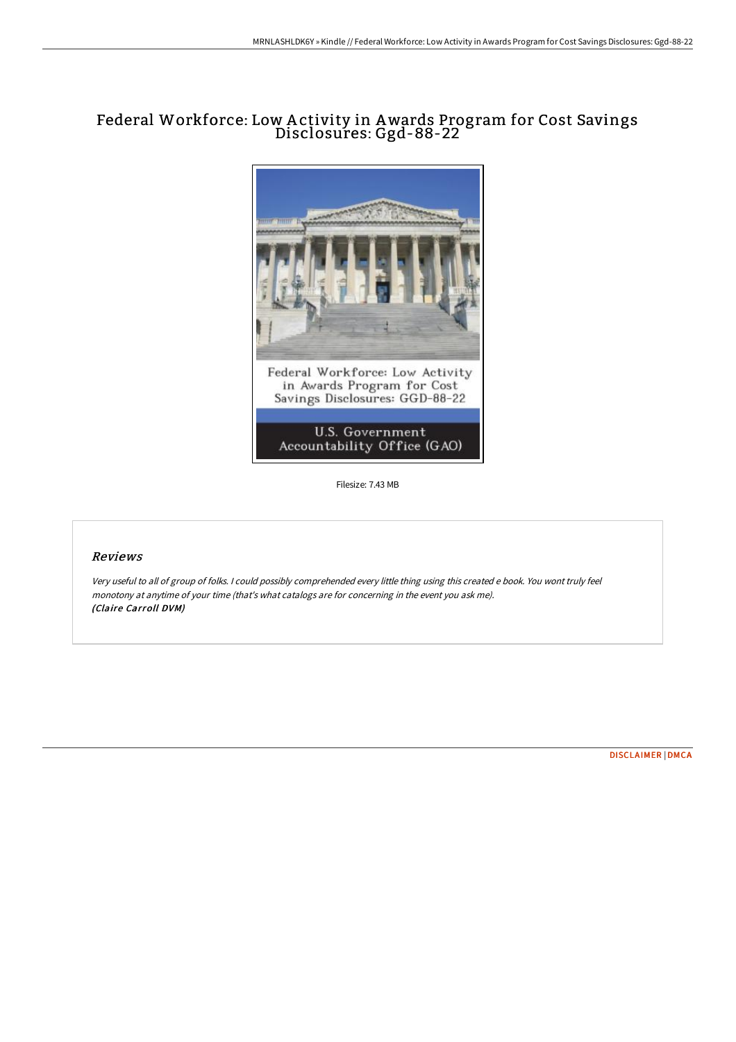# Federal Workforce: Low Activity in Awards Program for Cost Savings Disclosures: Ggd-88-22

Federal Workforce: Low Activity in Awards Program for Cost Savings Disclosures: GGD-88-22

U.S. Government Accountability Office (GAO)

Filesize: 7.43 MB

## *Reviews*

*Very useful to all of group of folks. I could possibly comprehended every little thing using this created e book. You wont truly feel monotony at anytime of your time (that's what catalogs are for concerning in the event you ask me).*
***(Claire Carroll DVM)***

DISCLAIMER | DMCA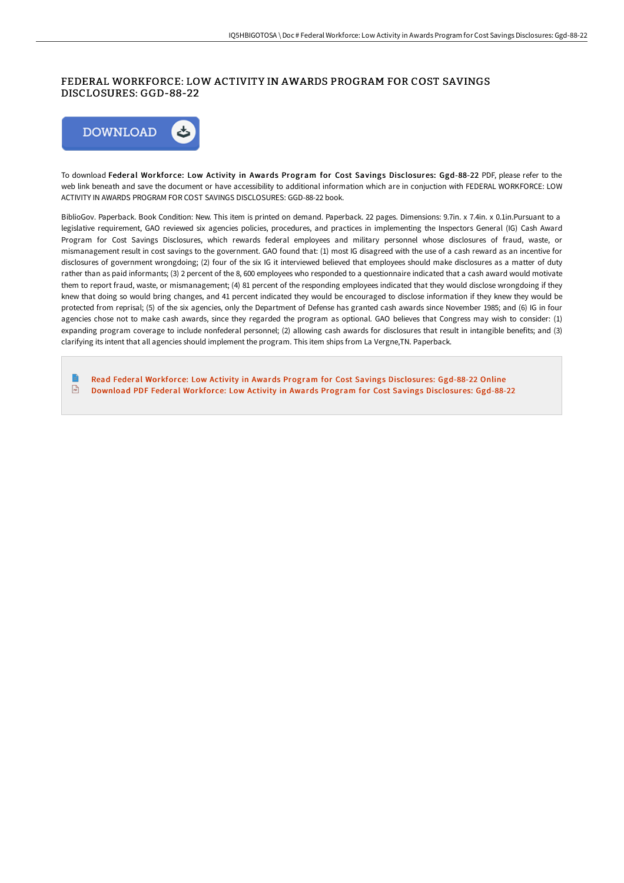# FEDERAL WORKFORCE: LOW ACTIVITY IN AWARDS PROGRAM FOR COST SAVINGS DISCLOSURES: GGD-88-22

To download **Federal Workforce: Low Activity in Awards Program for Cost Savings Disclosures: Ggd-88-22** PDF, please refer to the web link beneath and save the document or have accessibility to additional information which are in conjuction with FEDERAL WORKFORCE: LOW ACTIVITY IN AWARDS PROGRAM FOR COST SAVINGS DISCLOSURES: GGD-88-22 book.

BiblioGov. Paperback. Book Condition: New. This item is printed on demand. Paperback. 22 pages. Dimensions: 9.7in. x 7.4in. x 0.1in.Pursuant to a legislative requirement, GAO reviewed six agencies policies, procedures, and practices in implementing the Inspectors General (IG) Cash Award Program for Cost Savings Disclosures, which rewards federal employees and military personnel whose disclosures of fraud, waste, or mismanagement result in cost savings to the government. GAO found that: (1) most IG disagreed with the use of a cash reward as an incentive for disclosures of government wrongdoing; (2) four of the six IG it interviewed believed that employees should make disclosures as a matter of duty rather than as paid informants; (3) 2 percent of the 8, 600 employees who responded to a questionnaire indicated that a cash award would motivate them to report fraud, waste, or mismanagement; (4) 81 percent of the responding employees indicated that they would disclose wrongdoing if they knew that doing so would bring changes, and 41 percent indicated they would be encouraged to disclose information if they knew they would be protected from reprisal; (5) of the six agencies, only the Department of Defense has granted cash awards since November 1985; and (6) IG in four agencies chose not to make cash awards, since they regarded the program as optional. GAO believes that Congress may wish to consider: (1) expanding program coverage to include nonfederal personnel; (2) allowing cash awards for disclosures that result in intangible benefits; and (3) clarifying its intent that all agencies should implement the program. This item ships from La Vergne,TN. Paperback.

- Read Federal Workforce: Low Activity in Awards Program for Cost Savings Disclosures: Ggd-88-22 Online
- Download PDF Federal Workforce: Low Activity in Awards Program for Cost Savings Disclosures: Ggd-88-22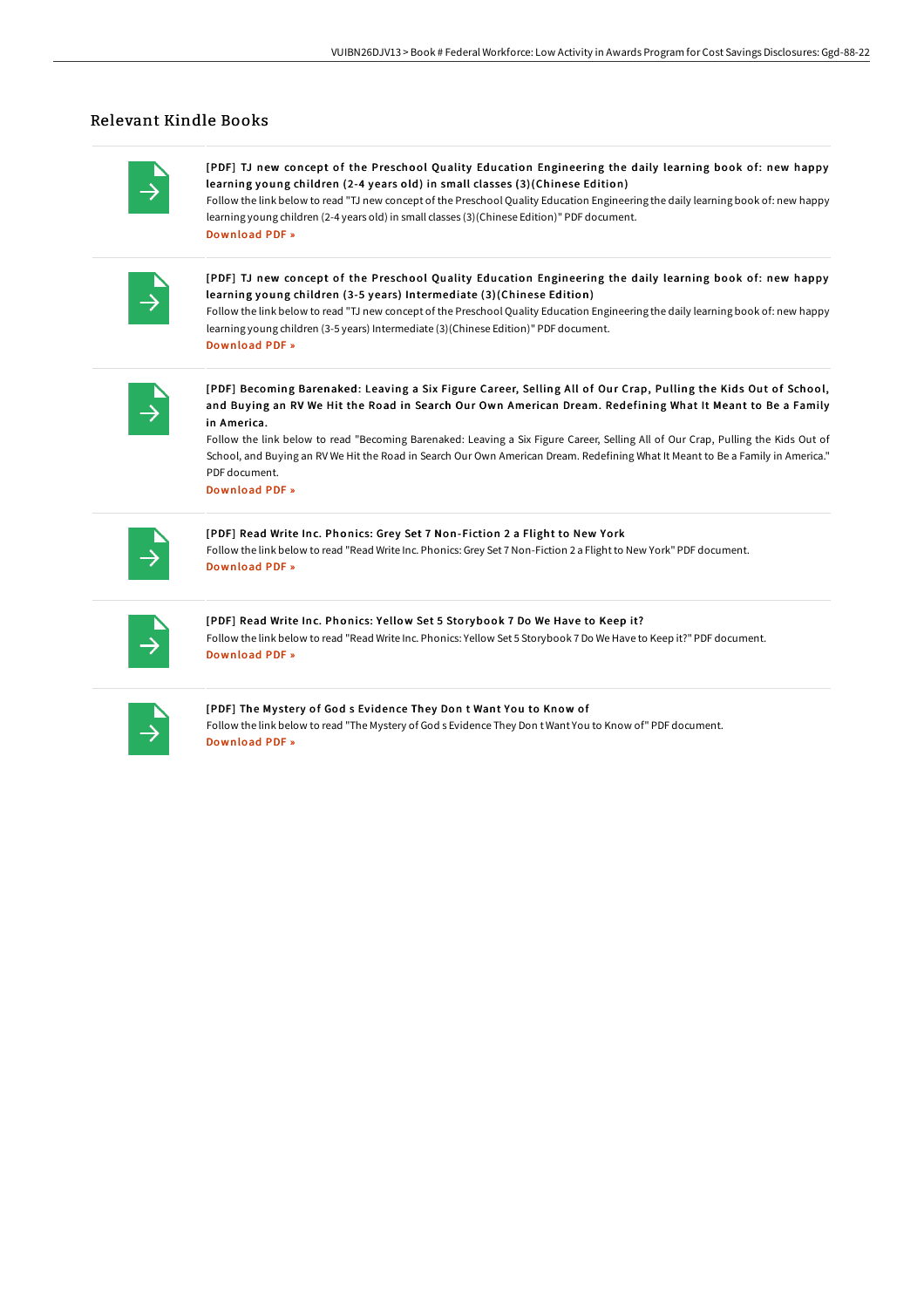## Relevant Kindle Books

**[PDF] TJ new concept of the Preschool Quality Education Engineering the daily learning book of: new happy learning young children (2-4 years old) in small classes (3)(Chinese Edition)**

Follow the link below to read "TJ new concept of the Preschool Quality Education Engineering the daily learning book of: new happy learning young children (2-4 years old) in small classes (3)(Chinese Edition)" PDF document.

Download PDF »

**[PDF] TJ new concept of the Preschool Quality Education Engineering the daily learning book of: new happy learning young children (3-5 years) Intermediate (3)(Chinese Edition)**

Follow the link below to read "TJ new concept of the Preschool Quality Education Engineering the daily learning book of: new happy learning young children (3-5 years) Intermediate (3)(Chinese Edition)" PDF document.

Download PDF »

**[PDF] Becoming Barenaked: Leaving a Six Figure Career, Selling All of Our Crap, Pulling the Kids Out of School, and Buying an RV We Hit the Road in Search Our Own American Dream. Redefining What It Meant to Be a Family in America.**

Follow the link below to read "Becoming Barenaked: Leaving a Six Figure Career, Selling All of Our Crap, Pulling the Kids Out of School, and Buying an RV We Hit the Road in Search Our Own American Dream. Redefining What It Meant to Be a Family in America." PDF document.

Download PDF »

**[PDF] Read Write Inc. Phonics: Grey Set 7 Non-Fiction 2 a Flight to New York**

Follow the link below to read "Read Write Inc. Phonics: Grey Set 7 Non-Fiction 2 a Flight to New York" PDF document.

Download PDF »

**[PDF] Read Write Inc. Phonics: Yellow Set 5 Storybook 7 Do We Have to Keep it?**

Follow the link below to read "Read Write Inc. Phonics: Yellow Set 5 Storybook 7 Do We Have to Keep it?" PDF document.

Download PDF »

**[PDF] The Mystery of God s Evidence They Don t Want You to Know of**

Follow the link below to read "The Mystery of God s Evidence They Don t Want You to Know of" PDF document.

Download PDF »